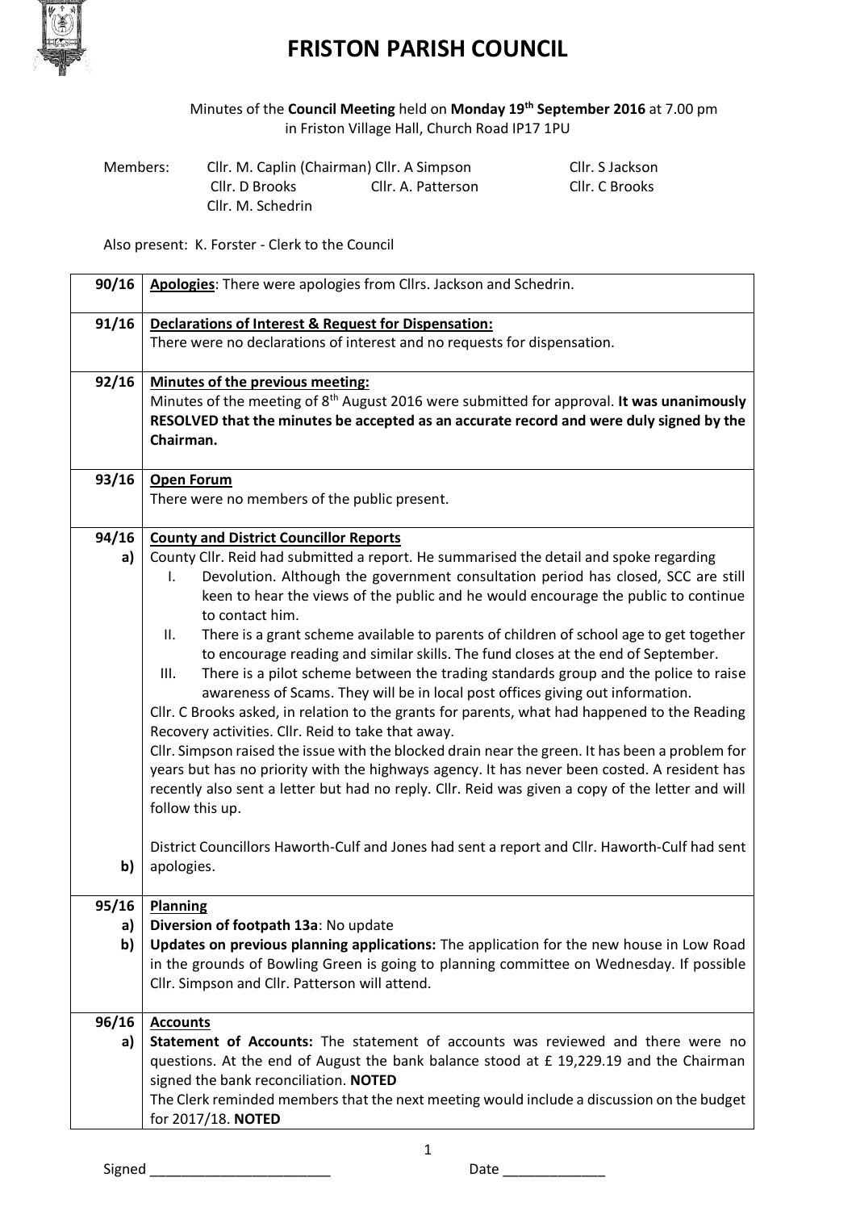# FRISTON PARISH COUNCIL

Minutes of the **Council Meeting** held on **Monday 19th September 2016** at 7.00 pm in Friston Village Hall, Church Road IP17 1PU

| Members: | Cllr. M. Caplin (Chairman) | Cllr. A Simpson | Cllr. S Jackson |
|---|---|---|---|
| | Cllr. D Brooks | Cllr. A. Patterson | Cllr. C Brooks |
| | Cllr. M. Schedrin | | |

Also present: K. Forster - Clerk to the Council

| | |
|---|---|
| **90/16** | **Apologies**: There were apologies from Cllrs. Jackson and Schedrin. |
| **91/16** | **Declarations of Interest & Request for Dispensation:** There were no declarations of interest and no requests for dispensation. |
| **92/16** | **Minutes of the previous meeting:** Minutes of the meeting of 8th August 2016 were submitted for approval. **It was unanimously RESOLVED that the minutes be accepted as an accurate record and were duly signed by the Chairman.** |
| **93/16** | **Open Forum** There were no members of the public present. |
| **94/16** | **County and District Councillor Reports** |
| **a)** | County Cllr. Reid had submitted a report. He summarised the detail and spoke regarding<br>I. Devolution. Although the government consultation period has closed, SCC are still keen to hear the views of the public and he would encourage the public to continue to contact him.<br>II. There is a grant scheme available to parents of children of school age to get together to encourage reading and similar skills. The fund closes at the end of September.<br>III. There is a pilot scheme between the trading standards group and the police to raise awareness of Scams. They will be in local post offices giving out information.<br>Cllr. C Brooks asked, in relation to the grants for parents, what had happened to the Reading Recovery activities. Cllr. Reid to take that away.<br>Cllr. Simpson raised the issue with the blocked drain near the green. It has been a problem for years but has no priority with the highways agency. It has never been costed. A resident has recently also sent a letter but had no reply. Cllr. Reid was given a copy of the letter and will follow this up. |
| **b)** | District Councillors Haworth-Culf and Jones had sent a report and Cllr. Haworth-Culf had sent apologies. |
| **95/16** | **Planning** |
| **a)** | **Diversion of footpath 13a**: No update |
| **b)** | **Updates on previous planning applications:** The application for the new house in Low Road in the grounds of Bowling Green is going to planning committee on Wednesday. If possible Cllr. Simpson and Cllr. Patterson will attend. |
| **96/16** | **Accounts** |
| **a)** | **Statement of Accounts:** The statement of accounts was reviewed and there were no questions. At the end of August the bank balance stood at £ 19,229.19 and the Chairman signed the bank reconciliation. **NOTED**<br>The Clerk reminded members that the next meeting would include a discussion on the budget for 2017/18. **NOTED** |

Signed _______________________ Date _____________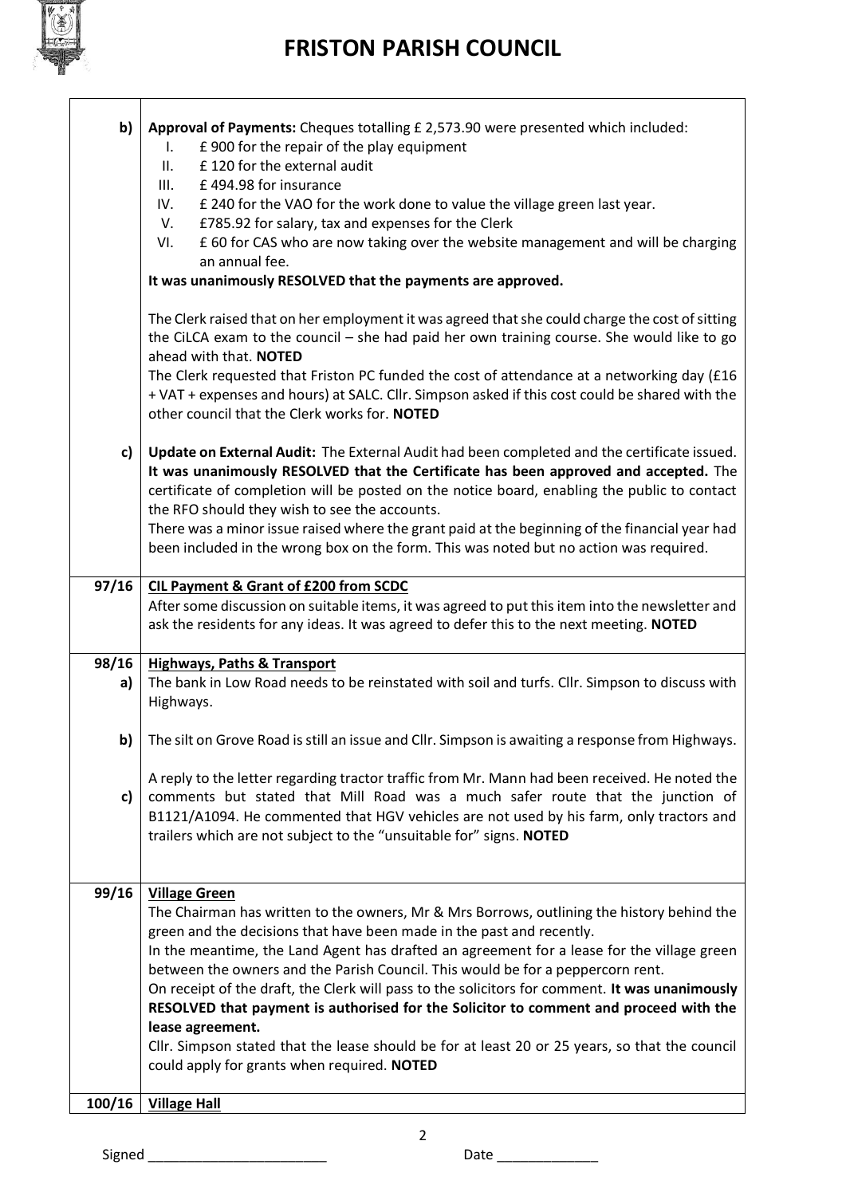| | |
|---|---|
| **b)** | **Approval of Payments:** Cheques totalling £ 2,573.90 were presented which included:<br>I. £ 900 for the repair of the play equipment<br>II. £ 120 for the external audit<br>III. £ 494.98 for insurance<br>IV. £ 240 for the VAO for the work done to value the village green last year.<br>V. £785.92 for salary, tax and expenses for the Clerk<br>VI. £ 60 for CAS who are now taking over the website management and will be charging an annual fee.<br>**It was unanimously RESOLVED that the payments are approved.**<br><br>The Clerk raised that on her employment it was agreed that she could charge the cost of sitting the CiLCA exam to the council – she had paid her own training course. She would like to go ahead with that. **NOTED**<br>The Clerk requested that Friston PC funded the cost of attendance at a networking day (£16 + VAT + expenses and hours) at SALC. Cllr. Simpson asked if this cost could be shared with the other council that the Clerk works for. **NOTED** |
| **c)** | **Update on External Audit:** The External Audit had been completed and the certificate issued. **It was unanimously RESOLVED that the Certificate has been approved and accepted.** The certificate of completion will be posted on the notice board, enabling the public to contact the RFO should they wish to see the accounts.<br>There was a minor issue raised where the grant paid at the beginning of the financial year had been included in the wrong box on the form. This was noted but no action was required. |
| **97/16** | **CIL Payment & Grant of £200 from SCDC**<br>After some discussion on suitable items, it was agreed to put this item into the newsletter and ask the residents for any ideas. It was agreed to defer this to the next meeting. **NOTED** |
| **98/16**<br>**a)** | **Highways, Paths & Transport**<br>The bank in Low Road needs to be reinstated with soil and turfs. Cllr. Simpson to discuss with Highways. |
| **b)** | The silt on Grove Road is still an issue and Cllr. Simpson is awaiting a response from Highways. |
| **c)** | A reply to the letter regarding tractor traffic from Mr. Mann had been received. He noted the comments but stated that Mill Road was a much safer route that the junction of B1121/A1094. He commented that HGV vehicles are not used by his farm, only tractors and trailers which are not subject to the "unsuitable for" signs. **NOTED** |
| **99/16** | **Village Green**<br>The Chairman has written to the owners, Mr & Mrs Borrows, outlining the history behind the green and the decisions that have been made in the past and recently.<br>In the meantime, the Land Agent has drafted an agreement for a lease for the village green between the owners and the Parish Council. This would be for a peppercorn rent.<br>On receipt of the draft, the Clerk will pass to the solicitors for comment. **It was unanimously RESOLVED that payment is authorised for the Solicitor to comment and proceed with the lease agreement.**<br>Cllr. Simpson stated that the lease should be for at least 20 or 25 years, so that the council could apply for grants when required. **NOTED** |
| **100/16** | **Village Hall** |

Signed ______________________ Date ____________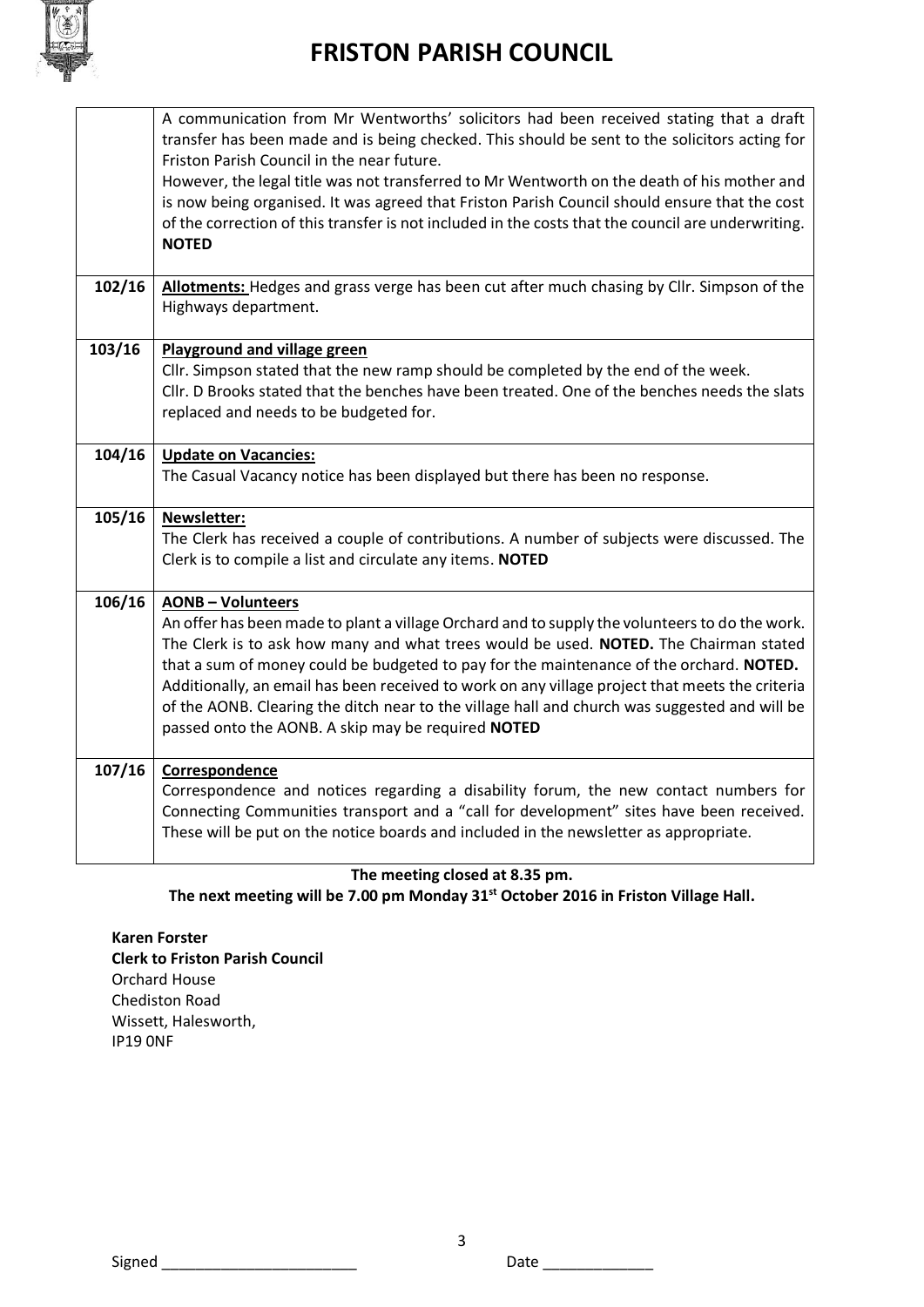| | |
|---|---|
| | A communication from Mr Wentworths' solicitors had been received stating that a draft transfer has been made and is being checked. This should be sent to the solicitors acting for Friston Parish Council in the near future.<br>However, the legal title was not transferred to Mr Wentworth on the death of his mother and is now being organised. It was agreed that Friston Parish Council should ensure that the cost of the correction of this transfer is not included in the costs that the council are underwriting. **NOTED** |
| **102/16** | **Allotments:** Hedges and grass verge has been cut after much chasing by Cllr. Simpson of the Highways department. |
| **103/16** | **Playground and village green**<br>Cllr. Simpson stated that the new ramp should be completed by the end of the week.<br>Cllr. D Brooks stated that the benches have been treated. One of the benches needs the slats replaced and needs to be budgeted for. |
| **104/16** | **Update on Vacancies:**<br>The Casual Vacancy notice has been displayed but there has been no response. |
| **105/16** | **Newsletter:**<br>The Clerk has received a couple of contributions. A number of subjects were discussed. The Clerk is to compile a list and circulate any items. **NOTED** |
| **106/16** | **AONB – Volunteers**<br>An offer has been made to plant a village Orchard and to supply the volunteers to do the work. The Clerk is to ask how many and what trees would be used. **NOTED.** The Chairman stated that a sum of money could be budgeted to pay for the maintenance of the orchard. **NOTED.** Additionally, an email has been received to work on any village project that meets the criteria of the AONB. Clearing the ditch near to the village hall and church was suggested and will be passed onto the AONB. A skip may be required **NOTED** |
| **107/16** | **Correspondence**<br>Correspondence and notices regarding a disability forum, the new contact numbers for Connecting Communities transport and a "call for development" sites have been received. These will be put on the notice boards and included in the newsletter as appropriate. |

**The meeting closed at 8.35 pm.**

**The next meeting will be 7.00 pm Monday 31st October 2016 in Friston Village Hall.**

**Karen Forster**
**Clerk to Friston Parish Council**
Orchard House
Chediston Road
Wissett, Halesworth,
IP19 0NF

Signed ______________________ Date _____________